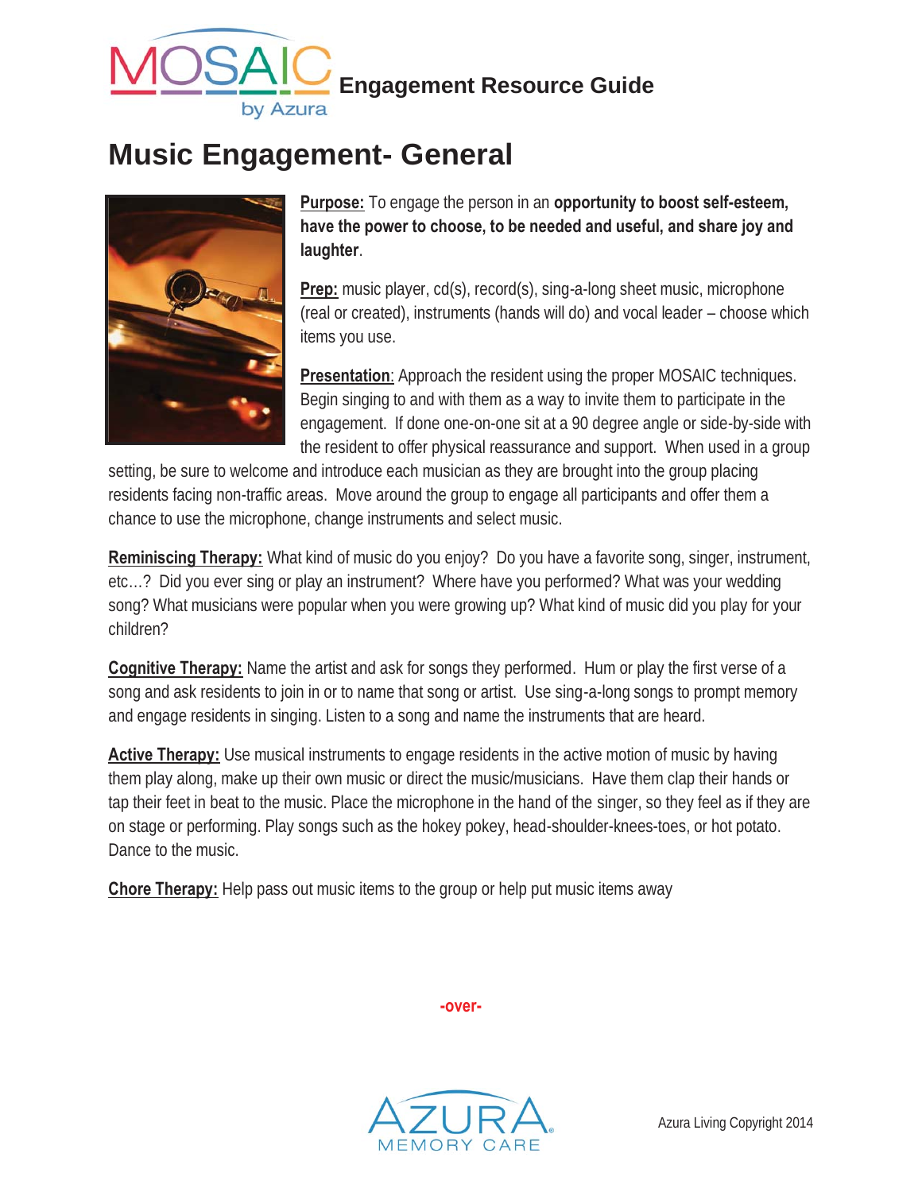MOSAIC by Azura **Engagement Resource Guide**

# Music Engagement- General

**Purpose:** To engage the person in an **opportunity to boost self-esteem, have the power to choose, to be needed and useful, and share joy and laughter**.

**Prep:** music player, cd(s), record(s), sing-a-long sheet music, microphone (real or created), instruments (hands will do) and vocal leader – choose which items you use.

**Presentation**: Approach the resident using the proper MOSAIC techniques. Begin singing to and with them as a way to invite them to participate in the engagement. If done one-on-one sit at a 90 degree angle or side-by-side with the resident to offer physical reassurance and support. When used in a group setting, be sure to welcome and introduce each musician as they are brought into the group placing residents facing non-traffic areas. Move around the group to engage all participants and offer them a chance to use the microphone, change instruments and select music.

**Reminiscing Therapy:** What kind of music do you enjoy? Do you have a favorite song, singer, instrument, etc…? Did you ever sing or play an instrument? Where have you performed? What was your wedding song? What musicians were popular when you were growing up? What kind of music did you play for your children?

**Cognitive Therapy:** Name the artist and ask for songs they performed. Hum or play the first verse of a song and ask residents to join in or to name that song or artist. Use sing-a-long songs to prompt memory and engage residents in singing. Listen to a song and name the instruments that are heard.

**Active Therapy:** Use musical instruments to engage residents in the active motion of music by having them play along, make up their own music or direct the music/musicians. Have them clap their hands or tap their feet in beat to the music. Place the microphone in the hand of the singer, so they feel as if they are on stage or performing. Play songs such as the hokey pokey, head-shoulder-knees-toes, or hot potato. Dance to the music.

**Chore Therapy:** Help pass out music items to the group or help put music items away

-over-

AZURA MEMORY CARE

Azura Living Copyright 2014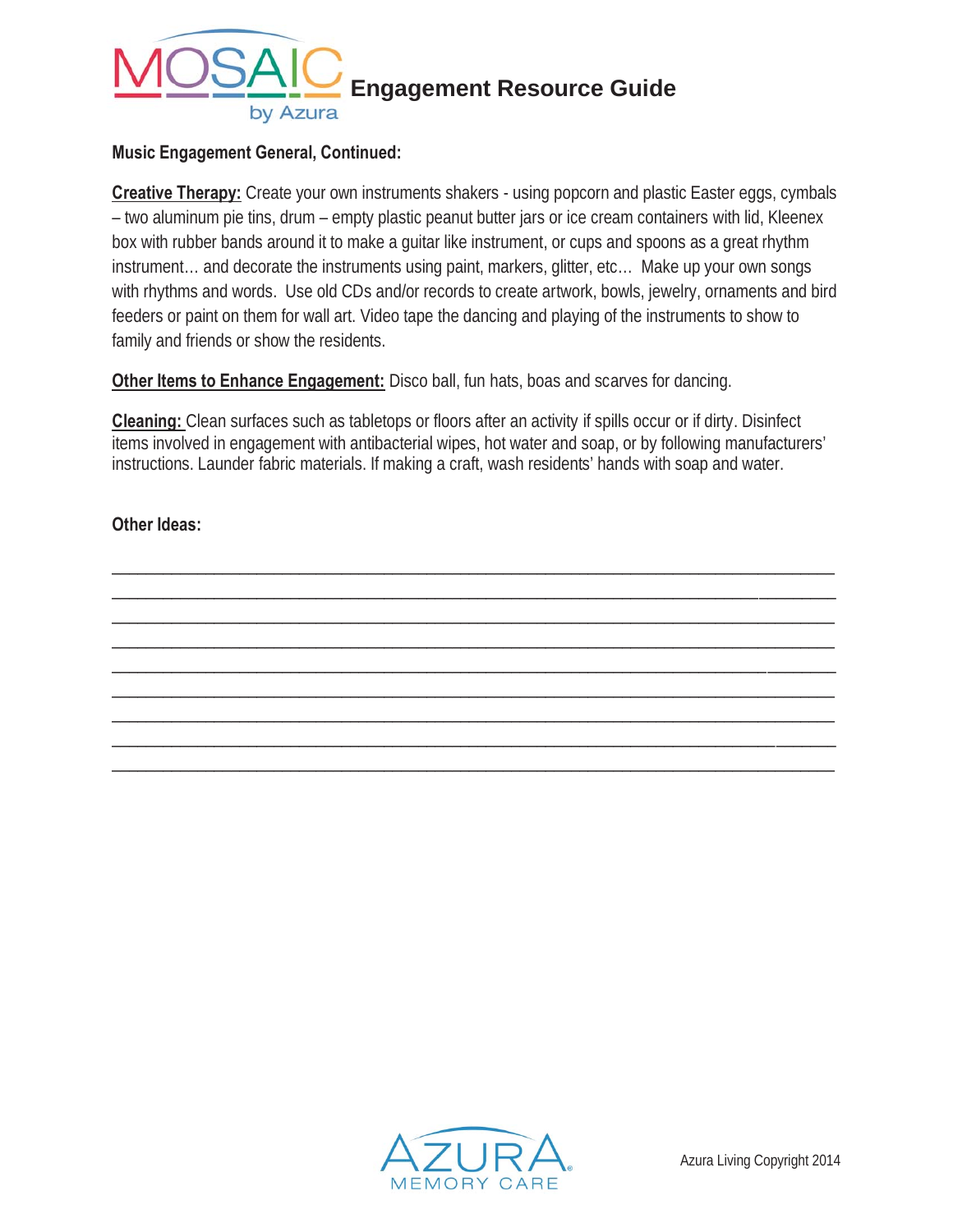# Engagement Resource Guide

**Music Engagement General, Continued:**

**Creative Therapy:** Create your own instruments shakers - using popcorn and plastic Easter eggs, cymbals – two aluminum pie tins, drum – empty plastic peanut butter jars or ice cream containers with lid, Kleenex box with rubber bands around it to make a guitar like instrument, or cups and spoons as a great rhythm instrument… and decorate the instruments using paint, markers, glitter, etc… Make up your own songs with rhythms and words. Use old CDs and/or records to create artwork, bowls, jewelry, ornaments and bird feeders or paint on them for wall art. Video tape the dancing and playing of the instruments to show to family and friends or show the residents.

**Other Items to Enhance Engagement:** Disco ball, fun hats, boas and scarves for dancing.

**Cleaning:** Clean surfaces such as tabletops or floors after an activity if spills occur or if dirty. Disinfect items involved in engagement with antibacterial wipes, hot water and soap, or by following manufacturers' instructions. Launder fabric materials. If making a craft, wash residents' hands with soap and water.

**Other Ideas:**

______________________________________________________________________________

______________________________________________________________________________

______________________________________________________________________________

______________________________________________________________________________

______________________________________________________________________________

______________________________________________________________________________

______________________________________________________________________________

______________________________________________________________________________

______________________________________________________________________________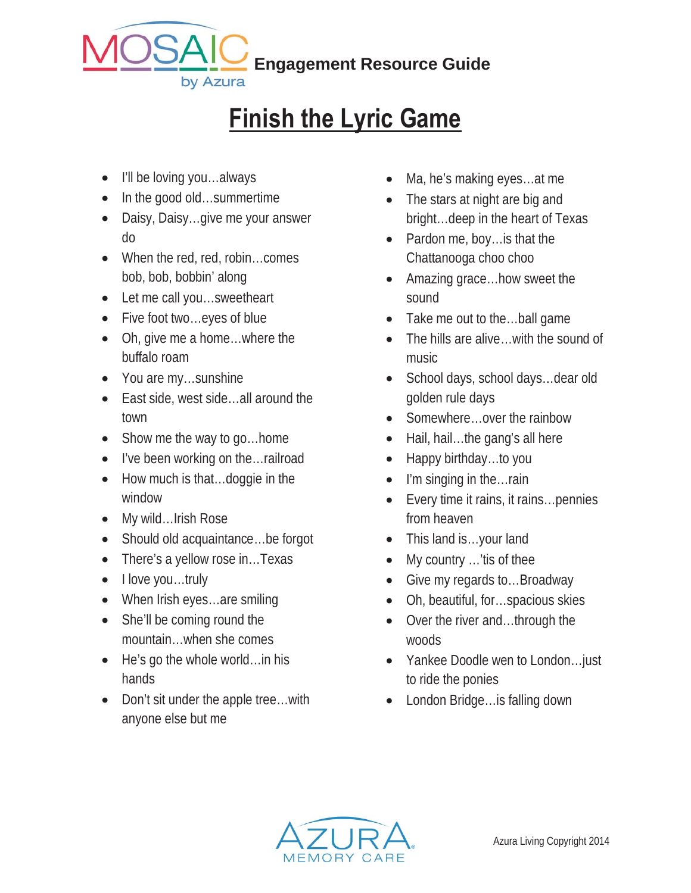**Engagement Resource Guide**

# Finish the Lyric Game

- I'll be loving you…always
- In the good old…summertime
- Daisy, Daisy…give me your answer do
- When the red, red, robin…comes bob, bob, bobbin' along
- Let me call you…sweetheart
- Five foot two…eyes of blue
- Oh, give me a home…where the buffalo roam
- You are my…sunshine
- East side, west side…all around the town
- Show me the way to go…home
- I've been working on the…railroad
- How much is that…doggie in the window
- My wild…Irish Rose
- Should old acquaintance…be forgot
- There's a yellow rose in…Texas
- I love you…truly
- When Irish eyes…are smiling
- She'll be coming round the mountain…when she comes
- He's go the whole world…in his hands
- Don't sit under the apple tree…with anyone else but me
- Ma, he's making eyes…at me
- The stars at night are big and bright…deep in the heart of Texas
- Pardon me, boy…is that the Chattanooga choo choo
- Amazing grace…how sweet the sound
- Take me out to the…ball game
- The hills are alive…with the sound of music
- School days, school days…dear old golden rule days
- Somewhere…over the rainbow
- Hail, hail…the gang's all here
- Happy birthday…to you
- I'm singing in the…rain
- Every time it rains, it rains…pennies from heaven
- This land is…your land
- My country …'tis of thee
- Give my regards to…Broadway
- Oh, beautiful, for…spacious skies
- Over the river and…through the woods
- Yankee Doodle wen to London…just to ride the ponies
- London Bridge…is falling down

Azura Living Copyright 2014